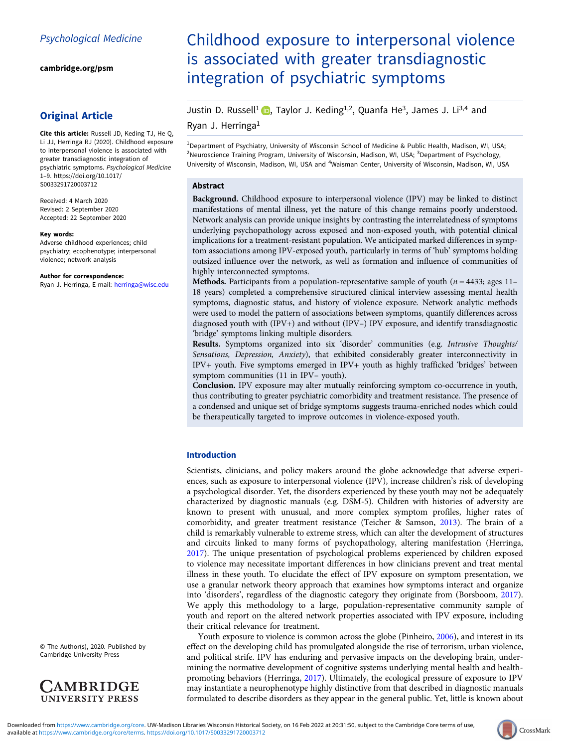Psychological Medicine

cambridge.org/psm

## Original Article

**Cite this article:** Russell JD, Keding TJ, He Q, Li JJ, Herringa RJ (2020). Childhood exposure to interpersonal violence is associated with greater transdiagnostic integration of psychiatric symptoms. *Psychological Medicine* 1–9. https://doi.org/10.1017/S0033291720003712

Received: 4 March 2020
Revised: 2 September 2020
Accepted: 22 September 2020

**Key words:**
Adverse childhood experiences; child psychiatry; ecophenotype; interpersonal violence; network analysis

**Author for correspondence:**
Ryan J. Herringa, E-mail: herringa@wisc.edu

© The Author(s), 2020. Published by Cambridge University Press

# Childhood exposure to interpersonal violence is associated with greater transdiagnostic integration of psychiatric symptoms

Justin D. Russell[1], Taylor J. Keding[1,2], Quanfa He[3], James J. Li[3,4] and Ryan J. Herringa[1]

[1]Department of Psychiatry, University of Wisconsin School of Medicine & Public Health, Madison, WI, USA; [2]Neuroscience Training Program, University of Wisconsin, Madison, WI, USA; [3]Department of Psychology, University of Wisconsin, Madison, WI, USA and [4]Waisman Center, University of Wisconsin, Madison, WI, USA

### Abstract

**Background.** Childhood exposure to interpersonal violence (IPV) may be linked to distinct manifestations of mental illness, yet the nature of this change remains poorly understood. Network analysis can provide unique insights by contrasting the interrelatedness of symptoms underlying psychopathology across exposed and non-exposed youth, with potential clinical implications for a treatment-resistant population. We anticipated marked differences in symptom associations among IPV-exposed youth, particularly in terms of 'hub' symptoms holding outsized influence over the network, as well as formation and influence of communities of highly interconnected symptoms.

**Methods.** Participants from a population-representative sample of youth ($n = 4433$; ages 11–18 years) completed a comprehensive structured clinical interview assessing mental health symptoms, diagnostic status, and history of violence exposure. Network analytic methods were used to model the pattern of associations between symptoms, quantify differences across diagnosed youth with (IPV+) and without (IPV−) IPV exposure, and identify transdiagnostic 'bridge' symptoms linking multiple disorders.

**Results.** Symptoms organized into six 'disorder' communities (e.g. *Intrusive Thoughts/Sensations, Depression, Anxiety*), that exhibited considerably greater interconnectivity in IPV+ youth. Five symptoms emerged in IPV+ youth as highly trafficked 'bridges' between symptom communities (11 in IPV− youth).

**Conclusion.** IPV exposure may alter mutually reinforcing symptom co-occurrence in youth, thus contributing to greater psychiatric comorbidity and treatment resistance. The presence of a condensed and unique set of bridge symptoms suggests trauma-enriched nodes which could be therapeutically targeted to improve outcomes in violence-exposed youth.

## Introduction

Scientists, clinicians, and policy makers around the globe acknowledge that adverse experiences, such as exposure to interpersonal violence (IPV), increase children's risk of developing a psychological disorder. Yet, the disorders experienced by these youth may not be adequately characterized by diagnostic manuals (e.g. DSM-5). Children with histories of adversity are known to present with unusual, and more complex symptom profiles, higher rates of comorbidity, and greater treatment resistance (Teicher & Samson, 2013). The brain of a child is remarkably vulnerable to extreme stress, which can alter the development of structures and circuits linked to many forms of psychopathology, altering manifestation (Herringa, 2017). The unique presentation of psychological problems experienced by children exposed to violence may necessitate important differences in how clinicians prevent and treat mental illness in these youth. To elucidate the effect of IPV exposure on symptom presentation, we use a granular network theory approach that examines how symptoms interact and organize into 'disorders', regardless of the diagnostic category they originate from (Borsboom, 2017). We apply this methodology to a large, population-representative community sample of youth and report on the altered network properties associated with IPV exposure, including their critical relevance for treatment.

Youth exposure to violence is common across the globe (Pinheiro, 2006), and interest in its effect on the developing child has promulgated alongside the rise of terrorism, urban violence, and political strife. IPV has enduring and pervasive impacts on the developing brain, undermining the normative development of cognitive systems underlying mental health and health-promoting behaviors (Herringa, 2017). Ultimately, the ecological pressure of exposure to IPV may instantiate a neurophenotype highly distinctive from that described in diagnostic manuals formulated to describe disorders as they appear in the general public. Yet, little is known about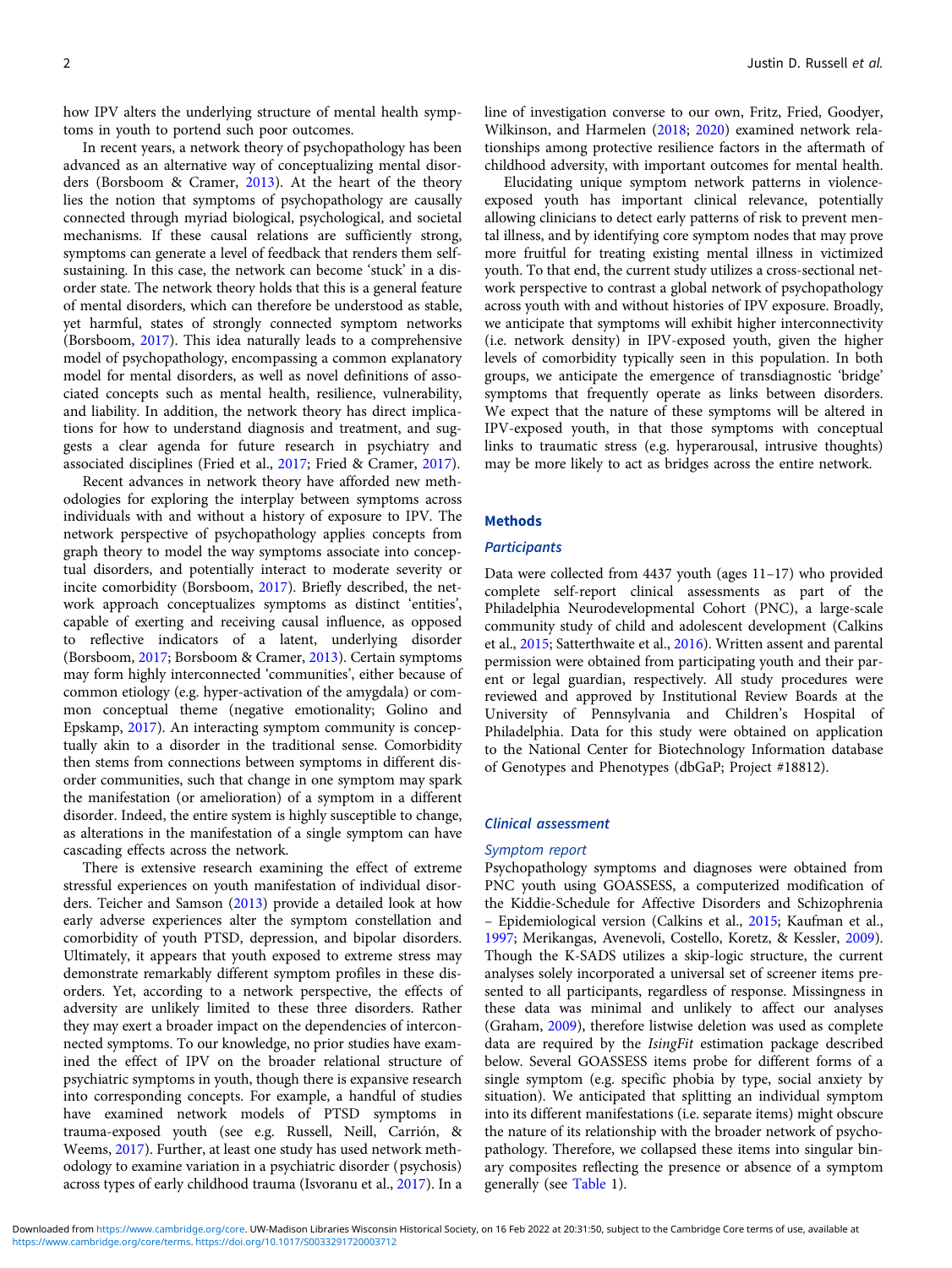how IPV alters the underlying structure of mental health symptoms in youth to portend such poor outcomes.

In recent years, a network theory of psychopathology has been advanced as an alternative way of conceptualizing mental disorders (Borsboom & Cramer, 2013). At the heart of the theory lies the notion that symptoms of psychopathology are causally connected through myriad biological, psychological, and societal mechanisms. If these causal relations are sufficiently strong, symptoms can generate a level of feedback that renders them self-sustaining. In this case, the network can become 'stuck' in a disorder state. The network theory holds that this is a general feature of mental disorders, which can therefore be understood as stable, yet harmful, states of strongly connected symptom networks (Borsboom, 2017). This idea naturally leads to a comprehensive model of psychopathology, encompassing a common explanatory model for mental disorders, as well as novel definitions of associated concepts such as mental health, resilience, vulnerability, and liability. In addition, the network theory has direct implications for how to understand diagnosis and treatment, and suggests a clear agenda for future research in psychiatry and associated disciplines (Fried et al., 2017; Fried & Cramer, 2017).

Recent advances in network theory have afforded new methodologies for exploring the interplay between symptoms across individuals with and without a history of exposure to IPV. The network perspective of psychopathology applies concepts from graph theory to model the way symptoms associate into conceptual disorders, and potentially interact to moderate severity or incite comorbidity (Borsboom, 2017). Briefly described, the network approach conceptualizes symptoms as distinct 'entities', capable of exerting and receiving causal influence, as opposed to reflective indicators of a latent, underlying disorder (Borsboom, 2017; Borsboom & Cramer, 2013). Certain symptoms may form highly interconnected 'communities', either because of common etiology (e.g. hyper-activation of the amygdala) or common conceptual theme (negative emotionality; Golino and Epskamp, 2017). An interacting symptom community is conceptually akin to a disorder in the traditional sense. Comorbidity then stems from connections between symptoms in different disorder communities, such that change in one symptom may spark the manifestation (or amelioration) of a symptom in a different disorder. Indeed, the entire system is highly susceptible to change, as alterations in the manifestation of a single symptom can have cascading effects across the network.

There is extensive research examining the effect of extreme stressful experiences on youth manifestation of individual disorders. Teicher and Samson (2013) provide a detailed look at how early adverse experiences alter the symptom constellation and comorbidity of youth PTSD, depression, and bipolar disorders. Ultimately, it appears that youth exposed to extreme stress may demonstrate remarkably different symptom profiles in these disorders. Yet, according to a network perspective, the effects of adversity are unlikely limited to these three disorders. Rather they may exert a broader impact on the dependencies of interconnected symptoms. To our knowledge, no prior studies have examined the effect of IPV on the broader relational structure of psychiatric symptoms in youth, though there is expansive research into corresponding concepts. For example, a handful of studies have examined network models of PTSD symptoms in trauma-exposed youth (see e.g. Russell, Neill, Carrión, & Weems, 2017). Further, at least one study has used network methodology to examine variation in a psychiatric disorder (psychosis) across types of early childhood trauma (Isvoranu et al., 2017). In a line of investigation converse to our own, Fritz, Fried, Goodyer, Wilkinson, and Harmelen (2018; 2020) examined network relationships among protective resilience factors in the aftermath of childhood adversity, with important outcomes for mental health.

Elucidating unique symptom network patterns in violence-exposed youth has important clinical relevance, potentially allowing clinicians to detect early patterns of risk to prevent mental illness, and by identifying core symptom nodes that may prove more fruitful for treating existing mental illness in victimized youth. To that end, the current study utilizes a cross-sectional network perspective to contrast a global network of psychopathology across youth with and without histories of IPV exposure. Broadly, we anticipate that symptoms will exhibit higher interconnectivity (i.e. network density) in IPV-exposed youth, given the higher levels of comorbidity typically seen in this population. In both groups, we anticipate the emergence of transdiagnostic 'bridge' symptoms that frequently operate as links between disorders. We expect that the nature of these symptoms will be altered in IPV-exposed youth, in that those symptoms with conceptual links to traumatic stress (e.g. hyperarousal, intrusive thoughts) may be more likely to act as bridges across the entire network.

## Methods

### Participants

Data were collected from 4437 youth (ages 11–17) who provided complete self-report clinical assessments as part of the Philadelphia Neurodevelopmental Cohort (PNC), a large-scale community study of child and adolescent development (Calkins et al., 2015; Satterthwaite et al., 2016). Written assent and parental permission were obtained from participating youth and their parent or legal guardian, respectively. All study procedures were reviewed and approved by Institutional Review Boards at the University of Pennsylvania and Children's Hospital of Philadelphia. Data for this study were obtained on application to the National Center for Biotechnology Information database of Genotypes and Phenotypes (dbGaP; Project #18812).

### Clinical assessment

#### Symptom report

Psychopathology symptoms and diagnoses were obtained from PNC youth using GOASSESS, a computerized modification of the Kiddie-Schedule for Affective Disorders and Schizophrenia – Epidemiological version (Calkins et al., 2015; Kaufman et al., 1997; Merikangas, Avenevoli, Costello, Koretz, & Kessler, 2009). Though the K-SADS utilizes a skip-logic structure, the current analyses solely incorporated a universal set of screener items presented to all participants, regardless of response. Missingness in these data was minimal and unlikely to affect our analyses (Graham, 2009), therefore listwise deletion was used as complete data are required by the *IsingFit* estimation package described below. Several GOASSESS items probe for different forms of a single symptom (e.g. specific phobia by type, social anxiety by situation). We anticipated that splitting an individual symptom into its different manifestations (i.e. separate items) might obscure the nature of its relationship with the broader network of psychopathology. Therefore, we collapsed these items into singular binary composites reflecting the presence or absence of a symptom generally (see Table 1).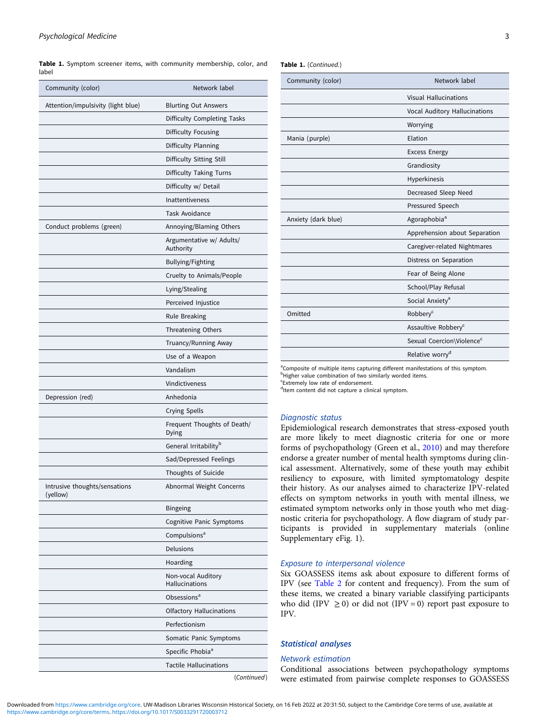**Table 1.** Symptom screener items, with community membership, color, and label

| Community (color) | Network label |
|---|---|
| Attention/impulsivity (light blue) | Blurting Out Answers |
| | Difficulty Completing Tasks |
| | Difficulty Focusing |
| | Difficulty Planning |
| | Difficulty Sitting Still |
| | Difficulty Taking Turns |
| | Difficulty w/ Detail |
| | Inattentiveness |
| | Task Avoidance |
| Conduct problems (green) | Annoying/Blaming Others |
| | Argumentative w/ Adults/ Authority |
| | Bullying/Fighting |
| | Cruelty to Animals/People |
| | Lying/Stealing |
| | Perceived Injustice |
| | Rule Breaking |
| | Threatening Others |
| | Truancy/Running Away |
| | Use of a Weapon |
| | Vandalism |
| | Vindictiveness |
| Depression (red) | Anhedonia |
| | Crying Spells |
| | Frequent Thoughts of Death/ Dying |
| | General Irritability[b] |
| | Sad/Depressed Feelings |
| | Thoughts of Suicide |
| Intrusive thoughts/sensations (yellow) | Abnormal Weight Concerns |
| | Bingeing |
| | Cognitive Panic Symptoms |
| | Compulsions[a] |
| | Delusions |
| | Hoarding |
| | Non-vocal Auditory Hallucinations |
| | Obsessions[a] |
| | Olfactory Hallucinations |
| | Perfectionism |
| | Somatic Panic Symptoms |
| | Specific Phobia[a] |
| | Tactile Hallucinations |
| | Visual Hallucinations |
| | Vocal Auditory Hallucinations |
| | Worrying |
| Mania (purple) | Elation |
| | Excess Energy |
| | Grandiosity |
| | Hyperkinesis |
| | Decreased Sleep Need |
| | Pressured Speech |
| Anxiety (dark blue) | Agoraphobia[a] |
| | Apprehension about Separation |
| | Caregiver-related Nightmares |
| | Distress on Separation |
| | Fear of Being Alone |
| | School/Play Refusal |
| | Social Anxiety[a] |
| Omitted | Robbery[c] |
| | Assaultive Robbery[c] |
| | Sexual Coercion\Violence[c] |
| | Relative worry[d] |

[a]Composite of multiple items capturing different manifestations of this symptom.
[b]Higher value combination of two similarly worded items.
[c]Extremely low rate of endorsement.
[d]Item content did not capture a clinical symptom.

### Diagnostic status

Epidemiological research demonstrates that stress-exposed youth are more likely to meet diagnostic criteria for one or more forms of psychopathology (Green et al., 2010) and may therefore endorse a greater number of mental health symptoms during clinical assessment. Alternatively, some of these youth may exhibit resiliency to exposure, with limited symptomatology despite their history. As our analyses aimed to characterize IPV-related effects on symptom networks in youth with mental illness, we estimated symptom networks only in those youth who met diagnostic criteria for psychopathology. A flow diagram of study participants is provided in supplementary materials (online Supplementary eFig. 1).

### Exposure to interpersonal violence

Six GOASSESS items ask about exposure to different forms of IPV (see Table 2 for content and frequency). From the sum of these items, we created a binary variable classifying participants who did (IPV $\geq 0$) or did not (IPV = 0) report past exposure to IPV.

## Statistical analyses

### Network estimation

Conditional associations between psychopathology symptoms were estimated from pairwise complete responses to GOASSESS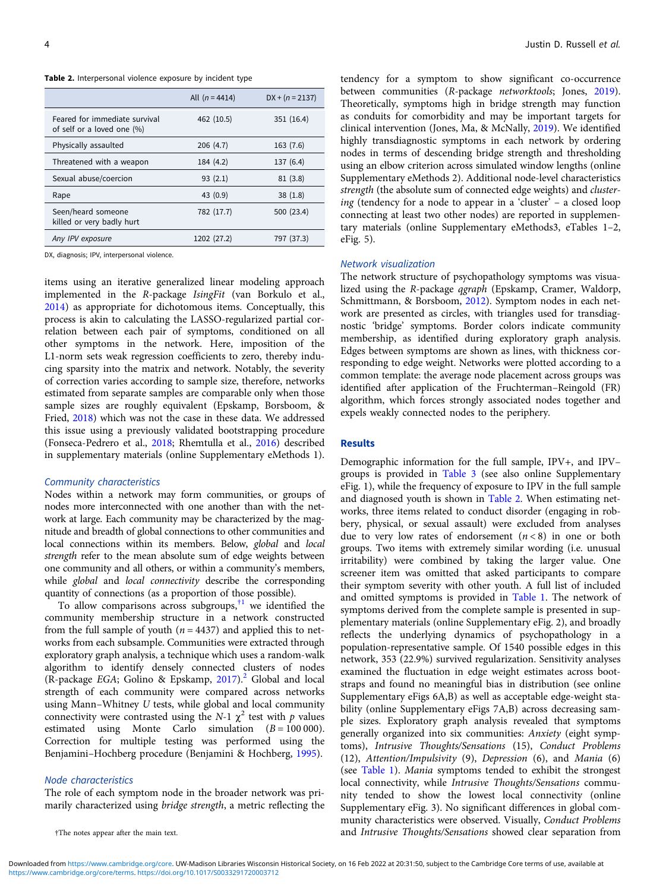**Table 2.** Interpersonal violence exposure by incident type

| | All ($n$ = 4414) | DX + ($n$ = 2137) |
|---|---|---|
| Feared for immediate survival of self or a loved one (%) | 462 (10.5) | 351 (16.4) |
| Physically assaulted | 206 (4.7) | 163 (7.6) |
| Threatened with a weapon | 184 (4.2) | 137 (6.4) |
| Sexual abuse/coercion | 93 (2.1) | 81 (3.8) |
| Rape | 43 (0.9) | 38 (1.8) |
| Seen/heard someone killed or very badly hurt | 782 (17.7) | 500 (23.4) |
| *Any IPV exposure* | 1202 (27.2) | 797 (37.3) |

DX, diagnosis; IPV, interpersonal violence.

items using an iterative generalized linear modeling approach implemented in the *R*-package *IsingFit* (van Borkulo et al., 2014) as appropriate for dichotomous items. Conceptually, this process is akin to calculating the LASSO-regularized partial correlation between each pair of symptoms, conditioned on all other symptoms in the network. Here, imposition of the L1-norm sets weak regression coefficients to zero, thereby inducing sparsity into the matrix and network. Notably, the severity of correction varies according to sample size, therefore, networks estimated from separate samples are comparable only when those sample sizes are roughly equivalent (Epskamp, Borsboom, & Fried, 2018) which was not the case in these data. We addressed this issue using a previously validated bootstrapping procedure (Fonseca-Pedrero et al., 2018; Rhemtulla et al., 2016) described in supplementary materials (online Supplementary eMethods 1).

### Community characteristics

Nodes within a network may form communities, or groups of nodes more interconnected with one another than with the network at large. Each community may be characterized by the magnitude and breadth of global connections to other communities and local connections within its members. Below, *global* and *local strength* refer to the mean absolute sum of edge weights between one community and all others, or within a community's members, while *global* and *local connectivity* describe the corresponding quantity of connections (as a proportion of those possible).

To allow comparisons across subgroups,[†1] we identified the community membership structure in a network constructed from the full sample of youth ($n$ = 4437) and applied this to networks from each subsample. Communities were extracted through exploratory graph analysis, a technique which uses a random-walk algorithm to identify densely connected clusters of nodes (R-package *EGA*; Golino & Epskamp, 2017).[2] Global and local strength of each community were compared across networks using Mann–Whitney *U* tests, while global and local community connectivity were contrasted using the *N*-1 $\chi^2$ test with *p* values estimated using Monte Carlo simulation ($B$ = 100 000). Correction for multiple testing was performed using the Benjamini–Hochberg procedure (Benjamini & Hochberg, 1995).

### Node characteristics

The role of each symptom node in the broader network was primarily characterized using *bridge strength*, a metric reflecting the tendency for a symptom to show significant co-occurrence between communities (*R*-package *networktools*; Jones, 2019). Theoretically, symptoms high in bridge strength may function as conduits for comorbidity and may be important targets for clinical intervention (Jones, Ma, & McNally, 2019). We identified highly transdiagnostic symptoms in each network by ordering nodes in terms of descending bridge strength and thresholding using an elbow criterion across simulated window lengths (online Supplementary eMethods 2). Additional node-level characteristics *strength* (the absolute sum of connected edge weights) and *clustering* (tendency for a node to appear in a 'cluster' – a closed loop connecting at least two other nodes) are reported in supplementary materials (online Supplementary eMethods3, eTables 1–2, eFig. 5).

### Network visualization

The network structure of psychopathology symptoms was visualized using the *R*-package *qgraph* (Epskamp, Cramer, Waldorp, Schmittmann, & Borsboom, 2012). Symptom nodes in each network are presented as circles, with triangles used for transdiagnostic 'bridge' symptoms. Border colors indicate community membership, as identified during exploratory graph analysis. Edges between symptoms are shown as lines, with thickness corresponding to edge weight. Networks were plotted according to a common template: the average node placement across groups was identified after application of the Fruchterman–Reingold (FR) algorithm, which forces strongly associated nodes together and expels weakly connected nodes to the periphery.

## Results

Demographic information for the full sample, IPV+, and IPV– groups is provided in Table 3 (see also online Supplementary eFig. 1), while the frequency of exposure to IPV in the full sample and diagnosed youth is shown in Table 2. When estimating networks, three items related to conduct disorder (engaging in robbery, physical, or sexual assault) were excluded from analyses due to very low rates of endorsement ($n$ < 8) in one or both groups. Two items with extremely similar wording (i.e. unusual irritability) were combined by taking the larger value. One screener item was omitted that asked participants to compare their symptom severity with other youth. A full list of included and omitted symptoms is provided in Table 1. The network of symptoms derived from the complete sample is presented in supplementary materials (online Supplementary eFig. 2), and broadly reflects the underlying dynamics of psychopathology in a population-representative sample. Of 1540 possible edges in this network, 353 (22.9%) survived regularization. Sensitivity analyses examined the fluctuation in edge weight estimates across bootstraps and found no meaningful bias in distribution (see online Supplementary eFigs 6A,B) as well as acceptable edge-weight stability (online Supplementary eFigs 7A,B) across decreasing sample sizes. Exploratory graph analysis revealed that symptoms generally organized into six communities: *Anxiety* (eight symptoms), *Intrusive Thoughts/Sensations* (15), *Conduct Problems* (12), *Attention/Impulsivity* (9), *Depression* (6), and *Mania* (6) (see Table 1). *Mania* symptoms tended to exhibit the strongest local connectivity, while *Intrusive Thoughts/Sensations* community tended to show the lowest local connectivity (online Supplementary eFig. 3). No significant differences in global community characteristics were observed. Visually, *Conduct Problems* and *Intrusive Thoughts/Sensations* showed clear separation from

†The notes appear after the main text.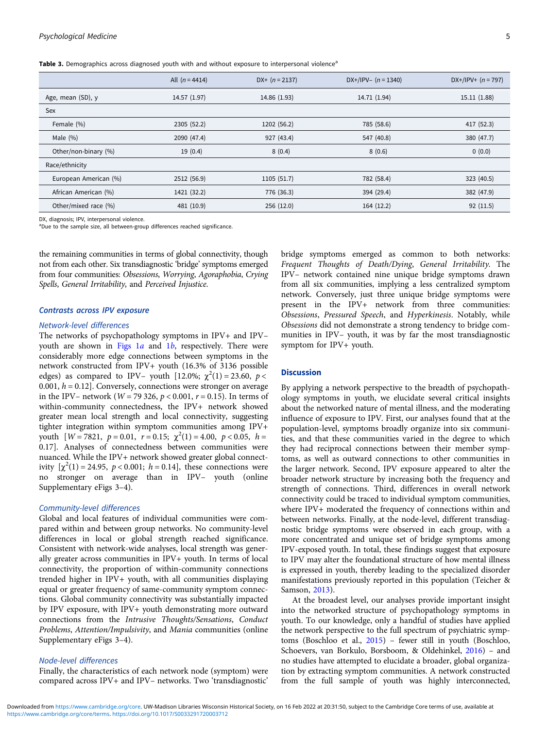**Table 3.** Demographics across diagnosed youth with and without exposure to interpersonal violence[a]

| | All ($n = 4414$) | DX+ ($n = 2137$) | DX+/IPV− ($n = 1340$) | DX+/IPV+ ($n = 797$) |
|---|---|---|---|---|
| Age, mean (SD), y | 14.57 (1.97) | 14.86 (1.93) | 14.71 (1.94) | 15.11 (1.88) |
| Sex | | | | |
| Female (%) | 2305 (52.2) | 1202 (56.2) | 785 (58.6) | 417 (52.3) |
| Male (%) | 2090 (47.4) | 927 (43.4) | 547 (40.8) | 380 (47.7) |
| Other/non-binary (%) | 19 (0.4) | 8 (0.4) | 8 (0.6) | 0 (0.0) |
| Race/ethnicity | | | | |
| European American (%) | 2512 (56.9) | 1105 (51.7) | 782 (58.4) | 323 (40.5) |
| African American (%) | 1421 (32.2) | 776 (36.3) | 394 (29.4) | 382 (47.9) |
| Other/mixed race (%) | 481 (10.9) | 256 (12.0) | 164 (12.2) | 92 (11.5) |

DX, diagnosis; IPV, interpersonal violence.
[a]Due to the sample size, all between-group differences reached significance.

the remaining communities in terms of global connectivity, though not from each other. Six transdiagnostic 'bridge' symptoms emerged from four communities: *Obsessions*, *Worrying*, *Agoraphobia*, *Crying Spells*, *General Irritability*, and *Perceived Injustice*.

### Contrasts across IPV exposure

#### Network-level differences

The networks of psychopathology symptoms in IPV+ and IPV− youth are shown in Figs 1*a* and 1*b*, respectively. There were considerably more edge connections between symptoms in the network constructed from IPV+ youth (16.3% of 3136 possible edges) as compared to IPV− youth [12.0%; $\chi^2(1) = 23.60$, $p < 0.001$, $h = 0.12$]. Conversely, connections were stronger on average in the IPV− network ($W = 79\,326$, $p < 0.001$, $r = 0.15$). In terms of within-community connectedness, the IPV+ network showed greater mean local strength and local connectivity, suggesting tighter integration within symptom communities among IPV+ youth [$W = 7821$, $p = 0.01$, $r = 0.15$; $\chi^2(1) = 4.00$, $p < 0.05$, $h = 0.17$]. Analyses of connectedness between communities were nuanced. While the IPV+ network showed greater global connectivity [$\chi^2(1) = 24.95$, $p < 0.001$; $h = 0.14$], these connections were no stronger on average than in IPV− youth (online Supplementary eFigs 3–4).

#### Community-level differences

Global and local features of individual communities were compared within and between group networks. No community-level differences in local or global strength reached significance. Consistent with network-wide analyses, local strength was generally greater across communities in IPV+ youth. In terms of local connectivity, the proportion of within-community connections trended higher in IPV+ youth, with all communities displaying equal or greater frequency of same-community symptom connections. Global community connectivity was substantially impacted by IPV exposure, with IPV+ youth demonstrating more outward connections from the *Intrusive Thoughts/Sensations*, *Conduct Problems*, *Attention/Impulsivity*, and *Mania* communities (online Supplementary eFigs 3–4).

#### Node-level differences

Finally, the characteristics of each network node (symptom) were compared across IPV+ and IPV− networks. Two 'transdiagnostic' bridge symptoms emerged as common to both networks: *Frequent Thoughts of Death/Dying*, *General Irritability*. The IPV− network contained nine unique bridge symptoms drawn from all six communities, implying a less centralized symptom network. Conversely, just three unique bridge symptoms were present in the IPV+ network from three communities: *Obsessions*, *Pressured Speech*, and *Hyperkinesis*. Notably, while *Obsessions* did not demonstrate a strong tendency to bridge communities in IPV− youth, it was by far the most transdiagnostic symptom for IPV+ youth.

## Discussion

By applying a network perspective to the breadth of psychopathology symptoms in youth, we elucidate several critical insights about the networked nature of mental illness, and the moderating influence of exposure to IPV. First, our analyses found that at the population-level, symptoms broadly organize into six communities, and that these communities varied in the degree to which they had reciprocal connections between their member symptoms, as well as outward connections to other communities in the larger network. Second, IPV exposure appeared to alter the broader network structure by increasing both the frequency and strength of connections. Third, differences in overall network connectivity could be traced to individual symptom communities, where IPV+ moderated the frequency of connections within and between networks. Finally, at the node-level, different transdiagnostic bridge symptoms were observed in each group, with a more concentrated and unique set of bridge symptoms among IPV-exposed youth. In total, these findings suggest that exposure to IPV may alter the foundational structure of how mental illness is expressed in youth, thereby leading to the specialized disorder manifestations previously reported in this population (Teicher & Samson, 2013).

At the broadest level, our analyses provide important insight into the networked structure of psychopathology symptoms in youth. To our knowledge, only a handful of studies have applied the network perspective to the full spectrum of psychiatric symptoms (Boschloo et al., 2015) – fewer still in youth (Boschloo, Schoevers, van Borkulo, Borsboom, & Oldehinkel, 2016) – and no studies have attempted to elucidate a broader, global organization by extracting symptom communities. A network constructed from the full sample of youth was highly interconnected,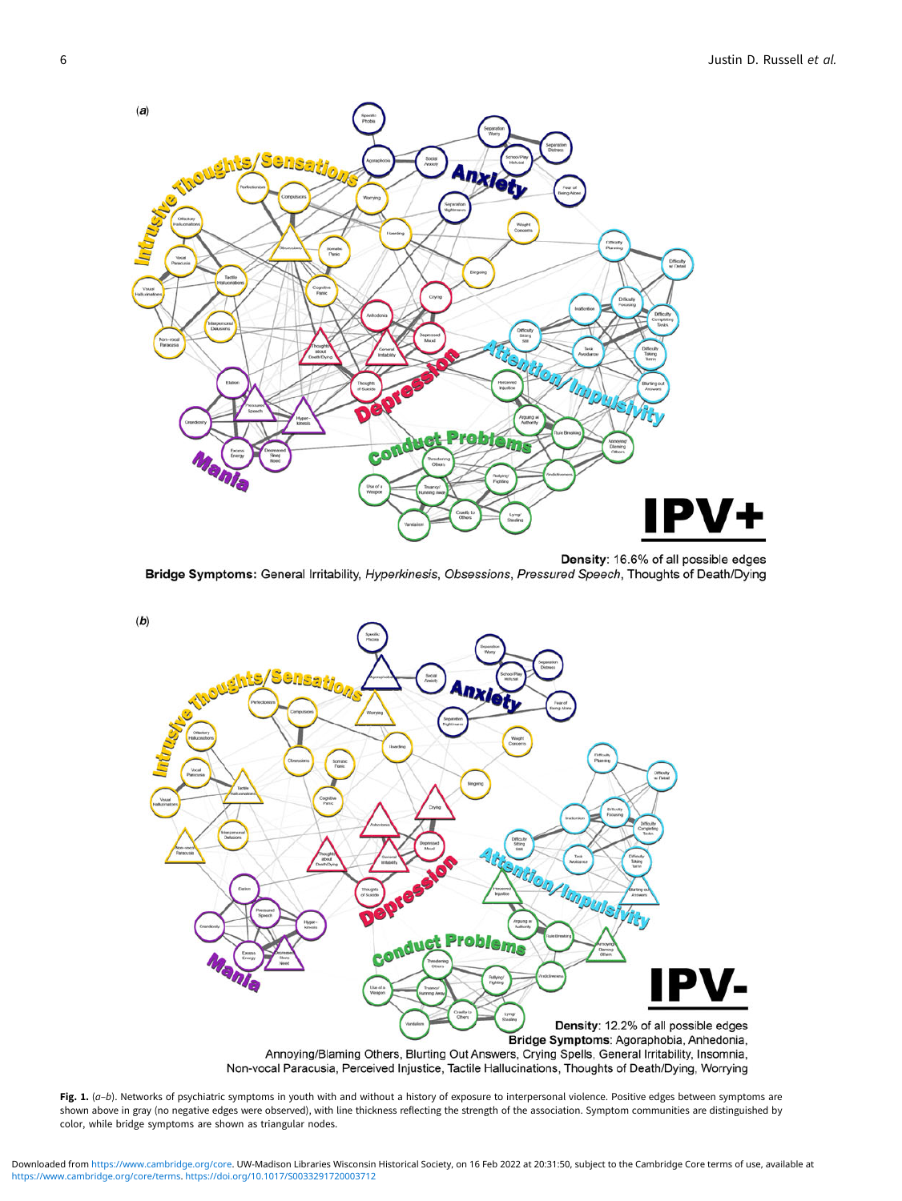(*a*)

Density: 16.6% of all possible edges

**Bridge Symptoms:** General Irritability, *Hyperkinesis*, *Obsessions*, *Pressured Speech*, Thoughts of Death/Dying

(*b*)

Density: 12.2% of all possible edges

**Bridge Symptoms**: Agoraphobia, Anhedonia, Annoying/Blaming Others, Blurting Out Answers, Crying Spells, General Irritability, Insomnia, Non-vocal Paracusia, Perceived Injustice, Tactile Hallucinations, Thoughts of Death/Dying, Worrying

**Fig. 1.** (*a–b*). Networks of psychiatric symptoms in youth with and without a history of exposure to interpersonal violence. Positive edges between symptoms are shown above in gray (no negative edges were observed), with line thickness reflecting the strength of the association. Symptom communities are distinguished by color, while bridge symptoms are shown as triangular nodes.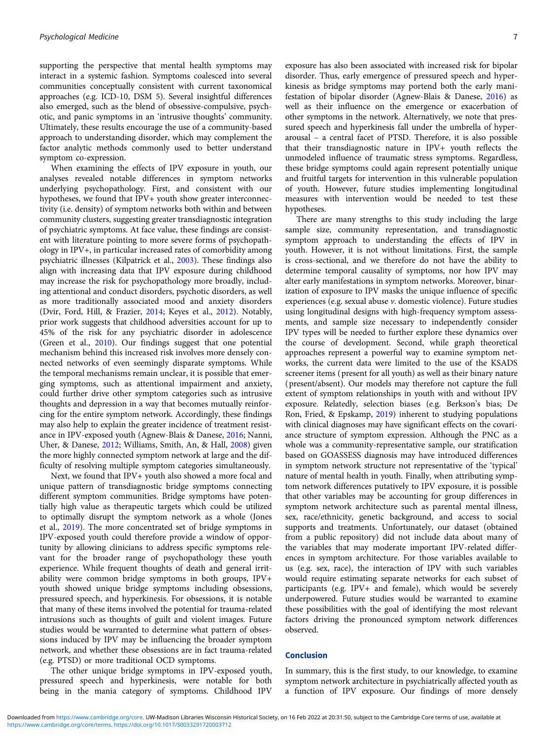supporting the perspective that mental health symptoms may interact in a systemic fashion. Symptoms coalesced into several communities conceptually consistent with current taxonomical approaches (e.g. ICD-10, DSM 5). Several insightful differences also emerged, such as the blend of obsessive-compulsive, psychotic, and panic symptoms in an 'intrusive thoughts' community. Ultimately, these results encourage the use of a community-based approach to understanding disorder, which may complement the factor analytic methods commonly used to better understand symptom co-expression.

When examining the effects of IPV exposure in youth, our analyses revealed notable differences in symptom networks underlying psychopathology. First, and consistent with our hypotheses, we found that IPV+ youth show greater interconnectivity (i.e. density) of symptom networks both within and between community clusters, suggesting greater transdiagnostic integration of psychiatric symptoms. At face value, these findings are consistent with literature pointing to more severe forms of psychopathology in IPV+, in particular increased rates of comorbidity among psychiatric illnesses (Kilpatrick et al., 2003). These findings also align with increasing data that IPV exposure during childhood may increase the risk for psychopathology more broadly, including attentional and conduct disorders, psychotic disorders, as well as more traditionally associated mood and anxiety disorders (Dvir, Ford, Hill, & Frazier, 2014; Keyes et al., 2012). Notably, prior work suggests that childhood adversities account for up to 45% of the risk for any psychiatric disorder in adolescence (Green et al., 2010). Our findings suggest that one potential mechanism behind this increased risk involves more densely connected networks of even seemingly disparate symptoms. While the temporal mechanisms remain unclear, it is possible that emerging symptoms, such as attentional impairment and anxiety, could further drive other symptom categories such as intrusive thoughts and depression in a way that becomes mutually reinforcing for the entire symptom network. Accordingly, these findings may also help to explain the greater incidence of treatment resistance in IPV-exposed youth (Agnew-Blais & Danese, 2016; Nanni, Uher, & Danese, 2012; Williams, Smith, An, & Hall, 2008) given the more highly connected symptom network at large and the difficulty of resolving multiple symptom categories simultaneously.

Next, we found that IPV+ youth also showed a more focal and unique pattern of transdiagnostic bridge symptoms connecting different symptom communities. Bridge symptoms have potentially high value as therapeutic targets which could be utilized to optimally disrupt the symptom network as a whole (Jones et al., 2019). The more concentrated set of bridge symptoms in IPV-exposed youth could therefore provide a window of opportunity by allowing clinicians to address specific symptoms relevant for the broader range of psychopathology these youth experience. While frequent thoughts of death and general irritability were common bridge symptoms in both groups, IPV+ youth showed unique bridge symptoms including obsessions, pressured speech, and hyperkinesis. For obsessions, it is notable that many of these items involved the potential for trauma-related intrusions such as thoughts of guilt and violent images. Future studies would be warranted to determine what pattern of obsessions induced by IPV may be influencing the broader symptom network, and whether these obsessions are in fact trauma-related (e.g. PTSD) or more traditional OCD symptoms.

The other unique bridge symptoms in IPV-exposed youth, pressured speech and hyperkinesis, were notable for both being in the mania category of symptoms. Childhood IPV exposure has also been associated with increased risk for bipolar disorder. Thus, early emergence of pressured speech and hyperkinesis as bridge symptoms may portend both the early manifestation of bipolar disorder (Agnew-Blais & Danese, 2016) as well as their influence on the emergence or exacerbation of other symptoms in the network. Alternatively, we note that pressured speech and hyperkinesis fall under the umbrella of hyperarousal – a central facet of PTSD. Therefore, it is also possible that their transdiagnostic nature in IPV+ youth reflects the unmodeled influence of traumatic stress symptoms. Regardless, these bridge symptoms could again represent potentially unique and fruitful targets for intervention in this vulnerable population of youth. However, future studies implementing longitudinal measures with intervention would be needed to test these hypotheses.

There are many strengths to this study including the large sample size, community representation, and transdiagnostic symptom approach to understanding the effects of IPV in youth. However, it is not without limitations. First, the sample is cross-sectional, and we therefore do not have the ability to determine temporal causality of symptoms, nor how IPV may alter early manifestations in symptom networks. Moreover, binarization of exposure to IPV masks the unique influence of specific experiences (e.g. sexual abuse *v.* domestic violence). Future studies using longitudinal designs with high-frequency symptom assessments, and sample size necessary to independently consider IPV types will be needed to further explore these dynamics over the course of development. Second, while graph theoretical approaches represent a powerful way to examine symptom networks, the current data were limited to the use of the KSADS screener items (present for all youth) as well as their binary nature (present/absent). Our models may therefore not capture the full extent of symptom relationships in youth with and without IPV exposure. Relatedly, selection biases (e.g. Berkson's bias; De Ron, Fried, & Epskamp, 2019) inherent to studying populations with clinical diagnoses may have significant effects on the covariance structure of symptom expression. Although the PNC as a whole was a community-representative sample, our stratification based on GOASSESS diagnosis may have introduced differences in symptom network structure not representative of the 'typical' nature of mental health in youth. Finally, when attributing symptom network differences putatively to IPV exposure, it is possible that other variables may be accounting for group differences in symptom network architecture such as parental mental illness, sex, race/ethnicity, genetic background, and access to social supports and treatments. Unfortunately, our dataset (obtained from a public repository) did not include data about many of the variables that may moderate important IPV-related differences in symptom architecture. For those variables available to us (e.g. sex, race), the interaction of IPV with such variables would require estimating separate networks for each subset of participants (e.g. IPV+ and female), which would be severely underpowered. Future studies would be warranted to examine these possibilities with the goal of identifying the most relevant factors driving the pronounced symptom network differences observed.

## Conclusion

In summary, this is the first study, to our knowledge, to examine symptom network architecture in psychiatrically affected youth as a function of IPV exposure. Our findings of more densely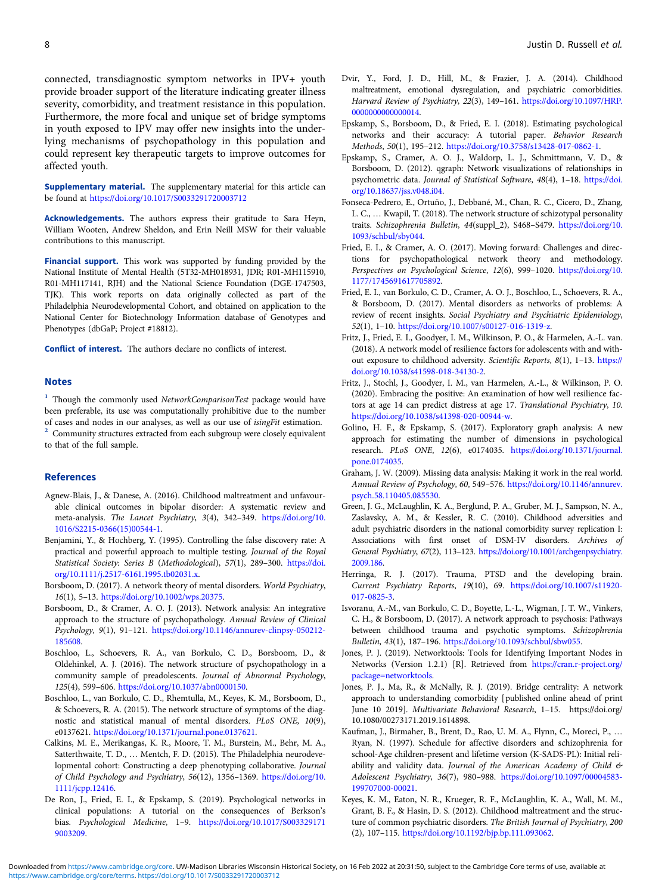connected, transdiagnostic symptom networks in IPV+ youth provide broader support of the literature indicating greater illness severity, comorbidity, and treatment resistance in this population. Furthermore, the more focal and unique set of bridge symptoms in youth exposed to IPV may offer new insights into the underlying mechanisms of psychopathology in this population and could represent key therapeutic targets to improve outcomes for affected youth.

**Supplementary material.** The supplementary material for this article can be found at https://doi.org/10.1017/S0033291720003712

**Acknowledgements.** The authors express their gratitude to Sara Heyn, William Wooten, Andrew Sheldon, and Erin Neill MSW for their valuable contributions to this manuscript.

**Financial support.** This work was supported by funding provided by the National Institute of Mental Health (5T32-MH018931, JDR; R01-MH115910, R01-MH117141, RJH) and the National Science Foundation (DGE-1747503, TJK). This work reports on data originally collected as part of the Philadelphia Neurodevelopmental Cohort, and obtained on application to the National Center for Biotechnology Information database of Genotypes and Phenotypes (dbGaP; Project #18812).

**Conflict of interest.** The authors declare no conflicts of interest.

## Notes

[1] Though the commonly used *NetworkComparisonTest* package would have been preferable, its use was computationally prohibitive due to the number of cases and nodes in our analyses, as well as our use of *isingFit* estimation.

[2] Community structures extracted from each subgroup were closely equivalent to that of the full sample.

## References

Agnew-Blais, J., & Danese, A. (2016). Childhood maltreatment and unfavourable clinical outcomes in bipolar disorder: A systematic review and meta-analysis. *The Lancet Psychiatry*, *3*(4), 342–349. https://doi.org/10.1016/S2215-0366(15)00544-1.

Benjamini, Y., & Hochberg, Y. (1995). Controlling the false discovery rate: A practical and powerful approach to multiple testing. *Journal of the Royal Statistical Society: Series B (Methodological)*, *57*(1), 289–300. https://doi.org/10.1111/j.2517-6161.1995.tb02031.x.

Borsboom, D. (2017). A network theory of mental disorders. *World Psychiatry*, *16*(1), 5–13. https://doi.org/10.1002/wps.20375.

Borsboom, D., & Cramer, A. O. J. (2013). Network analysis: An integrative approach to the structure of psychopathology. *Annual Review of Clinical Psychology*, *9*(1), 91–121. https://doi.org/10.1146/annurev-clinpsy-050212-185608.

Boschloo, L., Schoevers, R. A., van Borkulo, C. D., Borsboom, D., & Oldehinkel, A. J. (2016). The network structure of psychopathology in a community sample of preadolescents. *Journal of Abnormal Psychology*, *125*(4), 599–606. https://doi.org/10.1037/abn0000150.

Boschloo, L., van Borkulo, C. D., Rhemtulla, M., Keyes, K. M., Borsboom, D., & Schoevers, R. A. (2015). The network structure of symptoms of the diagnostic and statistical manual of mental disorders. *PLoS ONE*, *10*(9), e0137621. https://doi.org/10.1371/journal.pone.0137621.

Calkins, M. E., Merikangas, K. R., Moore, T. M., Burstein, M., Behr, M. A., Satterthwaite, T. D., … Mentch, F. D. (2015). The Philadelphia neurodevelopmental cohort: Constructing a deep phenotyping collaborative. *Journal of Child Psychology and Psychiatry*, *56*(12), 1356–1369. https://doi.org/10.1111/jcpp.12416.

De Ron, J., Fried, E. I., & Epskamp, S. (2019). Psychological networks in clinical populations: A tutorial on the consequences of Berkson's bias. *Psychological Medicine*, 1–9. https://doi.org/10.1017/S0033291719003209.

Dvir, Y., Ford, J. D., Hill, M., & Frazier, J. A. (2014). Childhood maltreatment, emotional dysregulation, and psychiatric comorbidities. *Harvard Review of Psychiatry*, *22*(3), 149–161. https://doi.org/10.1097/HRP.0000000000000014.

Epskamp, S., Borsboom, D., & Fried, E. I. (2018). Estimating psychological networks and their accuracy: A tutorial paper. *Behavior Research Methods*, *50*(1), 195–212. https://doi.org/10.3758/s13428-017-0862-1.

Epskamp, S., Cramer, A. O. J., Waldorp, L. J., Schmittmann, V. D., & Borsboom, D. (2012). qgraph: Network visualizations of relationships in psychometric data. *Journal of Statistical Software*, *48*(4), 1–18. https://doi.org/10.18637/jss.v048.i04.

Fonseca-Pedrero, E., Ortuño, J., Debbané, M., Chan, R. C., Cicero, D., Zhang, L. C., … Kwapil, T. (2018). The network structure of schizotypal personality traits. *Schizophrenia Bulletin*, *44*(suppl_2), S468–S479. https://doi.org/10.1093/schbul/sby044.

Fried, E. I., & Cramer, A. O. (2017). Moving forward: Challenges and directions for psychopathological network theory and methodology. *Perspectives on Psychological Science*, *12*(6), 999–1020. https://doi.org/10.1177/1745691617705892.

Fried, E. I., van Borkulo, C. D., Cramer, A. O. J., Boschloo, L., Schoevers, R. A., & Borsboom, D. (2017). Mental disorders as networks of problems: A review of recent insights. *Social Psychiatry and Psychiatric Epidemiology*, *52*(1), 1–10. https://doi.org/10.1007/s00127-016-1319-z.

Fritz, J., Fried, E. I., Goodyer, I. M., Wilkinson, P. O., & Harmelen, A.-L. van. (2018). A network model of resilience factors for adolescents with and without exposure to childhood adversity. *Scientific Reports*, *8*(1), 1–13. https://doi.org/10.1038/s41598-018-34130-2.

Fritz, J., Stochl, J., Goodyer, I. M., van Harmelen, A.-L., & Wilkinson, P. O. (2020). Embracing the positive: An examination of how well resilience factors at age 14 can predict distress at age 17. *Translational Psychiatry*, *10*. https://doi.org/10.1038/s41398-020-00944-w.

Golino, H. F., & Epskamp, S. (2017). Exploratory graph analysis: A new approach for estimating the number of dimensions in psychological research. *PLoS ONE*, *12*(6), e0174035. https://doi.org/10.1371/journal.pone.0174035.

Graham, J. W. (2009). Missing data analysis: Making it work in the real world. *Annual Review of Psychology*, *60*, 549–576. https://doi.org/10.1146/annurev.psych.58.110405.085530.

Green, J. G., McLaughlin, K. A., Berglund, P. A., Gruber, M. J., Sampson, N. A., Zaslavsky, A. M., & Kessler, R. C. (2010). Childhood adversities and adult psychiatric disorders in the national comorbidity survey replication I: Associations with first onset of DSM-IV disorders. *Archives of General Psychiatry*, *67*(2), 113–123. https://doi.org/10.1001/archgenpsychiatry.2009.186.

Herringa, R. J. (2017). Trauma, PTSD and the developing brain. *Current Psychiatry Reports*, *19*(10), 69. https://doi.org/10.1007/s11920-017-0825-3.

Isvoranu, A.-M., van Borkulo, C. D., Boyette, L.-L., Wigman, J. T. W., Vinkers, C. H., & Borsboom, D. (2017). A network approach to psychosis: Pathways between childhood trauma and psychotic symptoms. *Schizophrenia Bulletin*, *43*(1), 187–196. https://doi.org/10.1093/schbul/sbw055.

Jones, P. J. (2019). Networktools: Tools for Identifying Important Nodes in Networks (Version 1.2.1) [R]. Retrieved from https://cran.r-project.org/package=networktools.

Jones, P. J., Ma, R., & McNally, R. J. (2019). Bridge centrality: A network approach to understanding comorbidity [published online ahead of print June 10 2019]. *Multivariate Behavioral Research*, 1–15. https://doi.org/10.1080/00273171.2019.1614898.

Kaufman, J., Birmaher, B., Brent, D., Rao, U. M. A., Flynn, C., Moreci, P., … Ryan, N. (1997). Schedule for affective disorders and schizophrenia for school-Age children-present and lifetime version (K-SADS-PL): Initial reliability and validity data. *Journal of the American Academy of Child & Adolescent Psychiatry*, *36*(7), 980–988. https://doi.org/10.1097/00004583-199707000-00021.

Keyes, K. M., Eaton, N. R., Krueger, R. F., McLaughlin, K. A., Wall, M. M., Grant, B. F., & Hasin, D. S. (2012). Childhood maltreatment and the structure of common psychiatric disorders. *The British Journal of Psychiatry*, *200*(2), 107–115. https://doi.org/10.1192/bjp.bp.111.093062.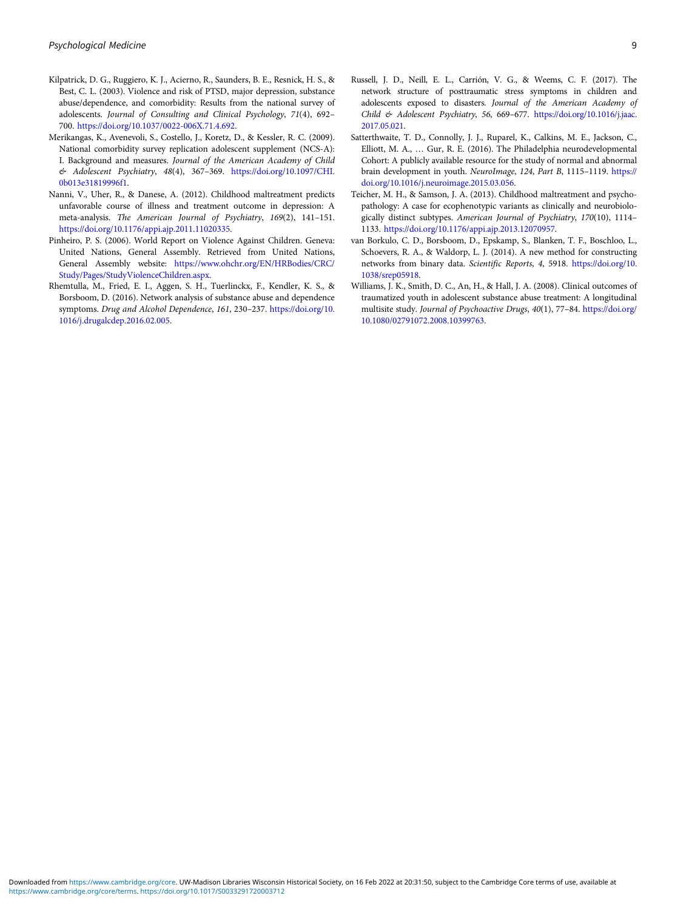Kilpatrick, D. G., Ruggiero, K. J., Acierno, R., Saunders, B. E., Resnick, H. S., & Best, C. L. (2003). Violence and risk of PTSD, major depression, substance abuse/dependence, and comorbidity: Results from the national survey of adolescents. *Journal of Consulting and Clinical Psychology*, *71*(4), 692–700. https://doi.org/10.1037/0022-006X.71.4.692.

Merikangas, K., Avenevoli, S., Costello, J., Koretz, D., & Kessler, R. C. (2009). National comorbidity survey replication adolescent supplement (NCS-A): I. Background and measures. *Journal of the American Academy of Child & Adolescent Psychiatry*, *48*(4), 367–369. https://doi.org/10.1097/CHI.0b013e31819996f1.

Nanni, V., Uher, R., & Danese, A. (2012). Childhood maltreatment predicts unfavorable course of illness and treatment outcome in depression: A meta-analysis. *The American Journal of Psychiatry*, *169*(2), 141–151. https://doi.org/10.1176/appi.ajp.2011.11020335.

Pinheiro, P. S. (2006). World Report on Violence Against Children. Geneva: United Nations, General Assembly. Retrieved from United Nations, General Assembly website: https://www.ohchr.org/EN/HRBodies/CRC/Study/Pages/StudyViolenceChildren.aspx.

Rhemtulla, M., Fried, E. I., Aggen, S. H., Tuerlinckx, F., Kendler, K. S., & Borsboom, D. (2016). Network analysis of substance abuse and dependence symptoms. *Drug and Alcohol Dependence*, *161*, 230–237. https://doi.org/10.1016/j.drugalcdep.2016.02.005.

Russell, J. D., Neill, E. L., Carrión, V. G., & Weems, C. F. (2017). The network structure of posttraumatic stress symptoms in children and adolescents exposed to disasters. *Journal of the American Academy of Child & Adolescent Psychiatry*, *56*, 669–677. https://doi.org/10.1016/j.jaac.2017.05.021.

Satterthwaite, T. D., Connolly, J. J., Ruparel, K., Calkins, M. E., Jackson, C., Elliott, M. A., … Gur, R. E. (2016). The Philadelphia neurodevelopmental Cohort: A publicly available resource for the study of normal and abnormal brain development in youth. *NeuroImage*, *124*, *Part B*, 1115–1119. https://doi.org/10.1016/j.neuroimage.2015.03.056.

Teicher, M. H., & Samson, J. A. (2013). Childhood maltreatment and psychopathology: A case for ecophenotypic variants as clinically and neurobiologically distinct subtypes. *American Journal of Psychiatry*, *170*(10), 1114–1133. https://doi.org/10.1176/appi.ajp.2013.12070957.

van Borkulo, C. D., Borsboom, D., Epskamp, S., Blanken, T. F., Boschloo, L., Schoevers, R. A., & Waldorp, L. J. (2014). A new method for constructing networks from binary data. *Scientific Reports*, *4*, 5918. https://doi.org/10.1038/srep05918.

Williams, J. K., Smith, D. C., An, H., & Hall, J. A. (2008). Clinical outcomes of traumatized youth in adolescent substance abuse treatment: A longitudinal multisite study. *Journal of Psychoactive Drugs*, *40*(1), 77–84. https://doi.org/10.1080/02791072.2008.10399763.